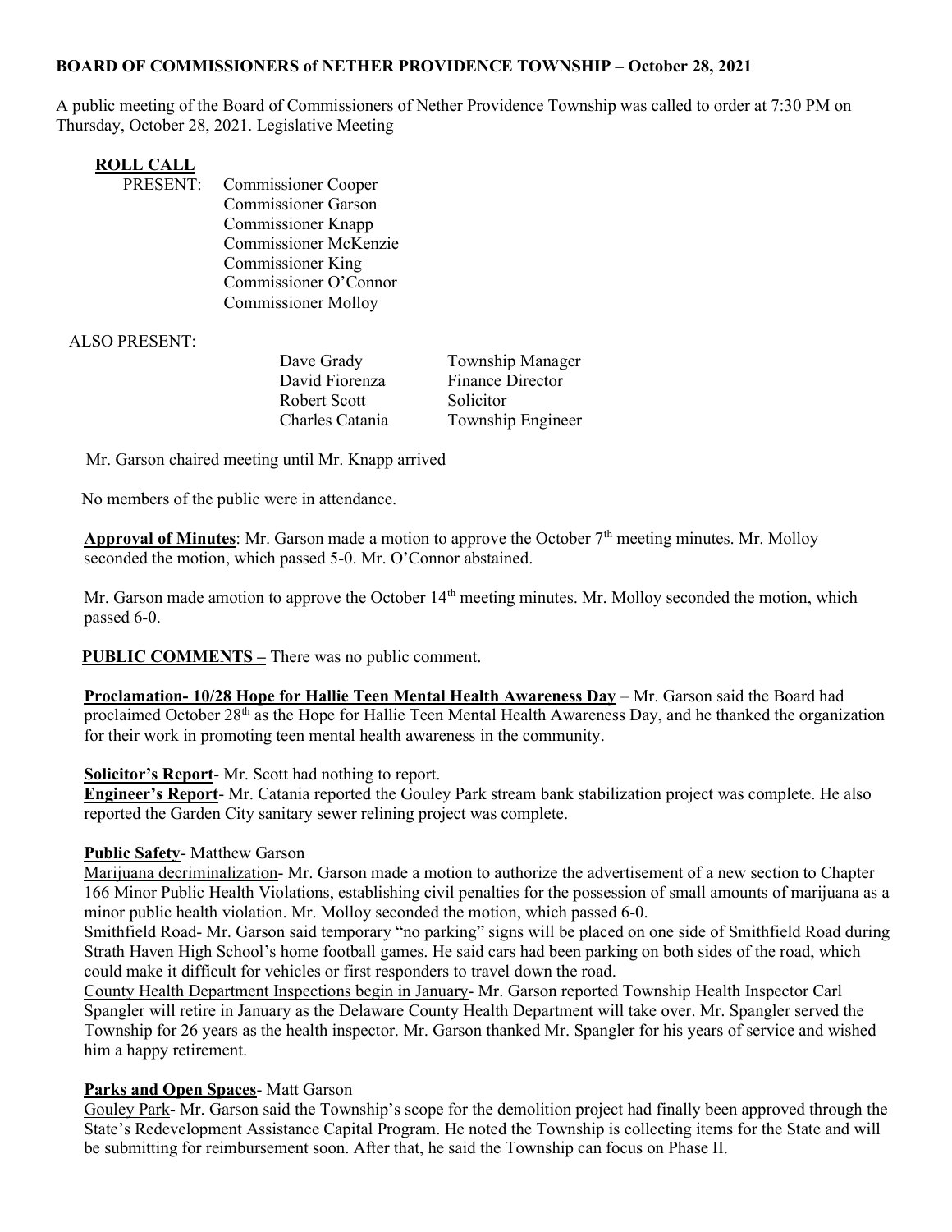**BOARD OF COMMISSIONERS of NETHER PROVIDENCE TOWNSHIP – October 28, 2021**

A public meeting of the Board of Commissioners of Nether Providence Township was called to order at 7:30 PM on Thursday, October 28, 2021. Legislative Meeting

**ROLL CALL**

PRESENT:
- Commissioner Cooper
- Commissioner Garson
- Commissioner Knapp
- Commissioner McKenzie
- Commissioner King
- Commissioner O'Connor
- Commissioner Molloy

ALSO PRESENT:

| | |
|---|---|
| Dave Grady | Township Manager |
| David Fiorenza | Finance Director |
| Robert Scott | Solicitor |
| Charles Catania | Township Engineer |

Mr. Garson chaired meeting until Mr. Knapp arrived

No members of the public were in attendance.

**Approval of Minutes**: Mr. Garson made a motion to approve the October 7th meeting minutes. Mr. Molloy seconded the motion, which passed 5-0. Mr. O'Connor abstained.

Mr. Garson made amotion to approve the October 14th meeting minutes. Mr. Molloy seconded the motion, which passed 6-0.

**PUBLIC COMMENTS –** There was no public comment.

**Proclamation- 10/28 Hope for Hallie Teen Mental Health Awareness Day** – Mr. Garson said the Board had proclaimed October 28th as the Hope for Hallie Teen Mental Health Awareness Day, and he thanked the organization for their work in promoting teen mental health awareness in the community.

**Solicitor's Report**- Mr. Scott had nothing to report.

**Engineer's Report**- Mr. Catania reported the Gouley Park stream bank stabilization project was complete. He also reported the Garden City sanitary sewer relining project was complete.

**Public Safety**- Matthew Garson

Marijuana decriminalization- Mr. Garson made a motion to authorize the advertisement of a new section to Chapter 166 Minor Public Health Violations, establishing civil penalties for the possession of small amounts of marijuana as a minor public health violation. Mr. Molloy seconded the motion, which passed 6-0.

Smithfield Road- Mr. Garson said temporary "no parking" signs will be placed on one side of Smithfield Road during Strath Haven High School's home football games. He said cars had been parking on both sides of the road, which could make it difficult for vehicles or first responders to travel down the road.

County Health Department Inspections begin in January- Mr. Garson reported Township Health Inspector Carl Spangler will retire in January as the Delaware County Health Department will take over. Mr. Spangler served the Township for 26 years as the health inspector. Mr. Garson thanked Mr. Spangler for his years of service and wished him a happy retirement.

**Parks and Open Spaces**- Matt Garson

Gouley Park- Mr. Garson said the Township's scope for the demolition project had finally been approved through the State's Redevelopment Assistance Capital Program. He noted the Township is collecting items for the State and will be submitting for reimbursement soon. After that, he said the Township can focus on Phase II.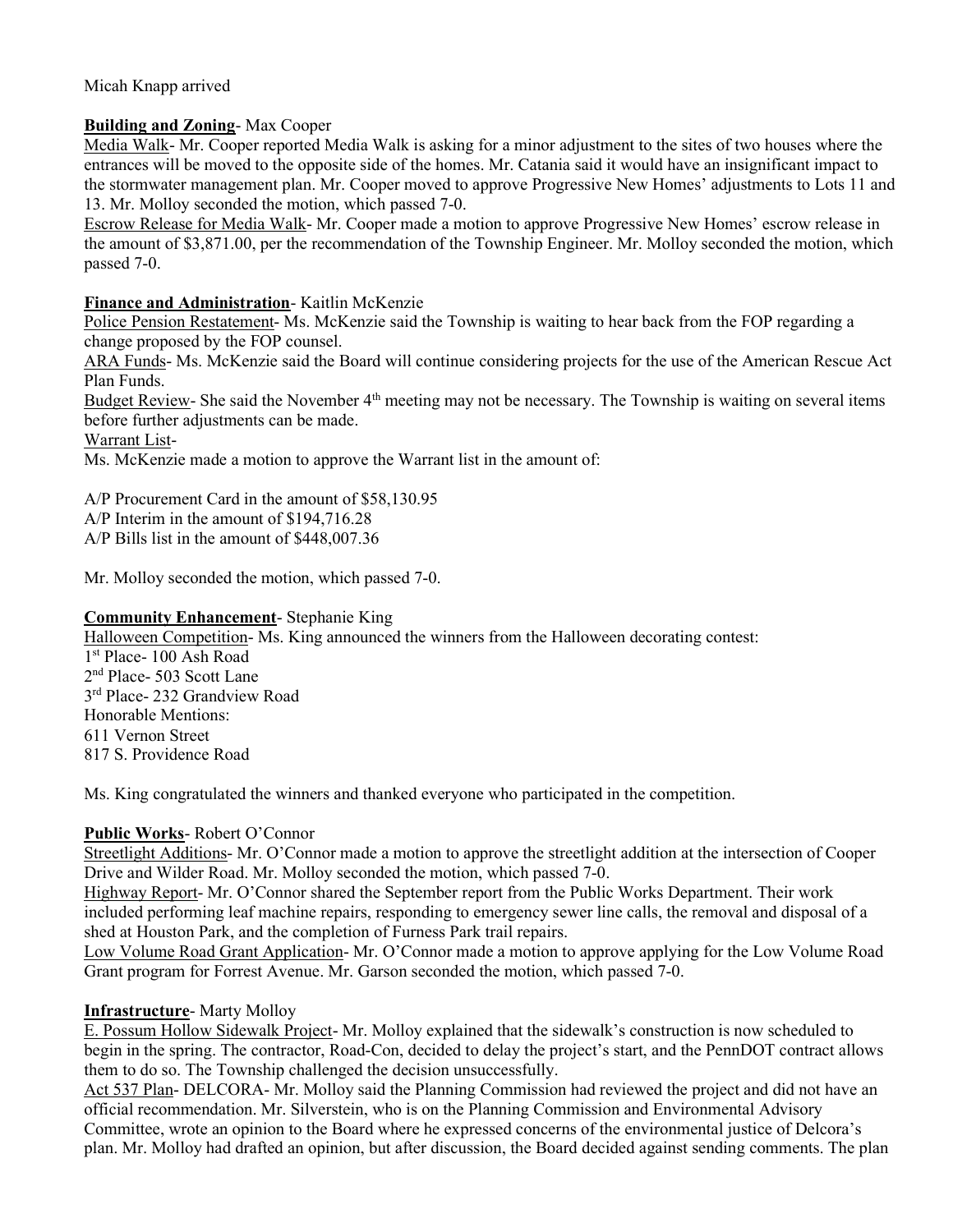Micah Knapp arrived

**Building and Zoning**- Max Cooper

Media Walk- Mr. Cooper reported Media Walk is asking for a minor adjustment to the sites of two houses where the entrances will be moved to the opposite side of the homes. Mr. Catania said it would have an insignificant impact to the stormwater management plan. Mr. Cooper moved to approve Progressive New Homes' adjustments to Lots 11 and 13. Mr. Molloy seconded the motion, which passed 7-0.

Escrow Release for Media Walk- Mr. Cooper made a motion to approve Progressive New Homes' escrow release in the amount of $3,871.00, per the recommendation of the Township Engineer. Mr. Molloy seconded the motion, which passed 7-0.

**Finance and Administration**- Kaitlin McKenzie

Police Pension Restatement- Ms. McKenzie said the Township is waiting to hear back from the FOP regarding a change proposed by the FOP counsel.

ARA Funds- Ms. McKenzie said the Board will continue considering projects for the use of the American Rescue Act Plan Funds.

Budget Review- She said the November 4th meeting may not be necessary. The Township is waiting on several items before further adjustments can be made.

Warrant List-

Ms. McKenzie made a motion to approve the Warrant list in the amount of:

A/P Procurement Card in the amount of $58,130.95
A/P Interim in the amount of $194,716.28
A/P Bills list in the amount of $448,007.36

Mr. Molloy seconded the motion, which passed 7-0.

**Community Enhancement**- Stephanie King

Halloween Competition- Ms. King announced the winners from the Halloween decorating contest:
1st Place- 100 Ash Road
2nd Place- 503 Scott Lane
3rd Place- 232 Grandview Road
Honorable Mentions:
611 Vernon Street
817 S. Providence Road

Ms. King congratulated the winners and thanked everyone who participated in the competition.

**Public Works**- Robert O'Connor

Streetlight Additions- Mr. O'Connor made a motion to approve the streetlight addition at the intersection of Cooper Drive and Wilder Road. Mr. Molloy seconded the motion, which passed 7-0.

Highway Report- Mr. O'Connor shared the September report from the Public Works Department. Their work included performing leaf machine repairs, responding to emergency sewer line calls, the removal and disposal of a shed at Houston Park, and the completion of Furness Park trail repairs.

Low Volume Road Grant Application- Mr. O'Connor made a motion to approve applying for the Low Volume Road Grant program for Forrest Avenue. Mr. Garson seconded the motion, which passed 7-0.

**Infrastructure**- Marty Molloy

E. Possum Hollow Sidewalk Project- Mr. Molloy explained that the sidewalk's construction is now scheduled to begin in the spring. The contractor, Road-Con, decided to delay the project's start, and the PennDOT contract allows them to do so. The Township challenged the decision unsuccessfully.

Act 537 Plan- DELCORA- Mr. Molloy said the Planning Commission had reviewed the project and did not have an official recommendation. Mr. Silverstein, who is on the Planning Commission and Environmental Advisory Committee, wrote an opinion to the Board where he expressed concerns of the environmental justice of Delcora's plan. Mr. Molloy had drafted an opinion, but after discussion, the Board decided against sending comments. The plan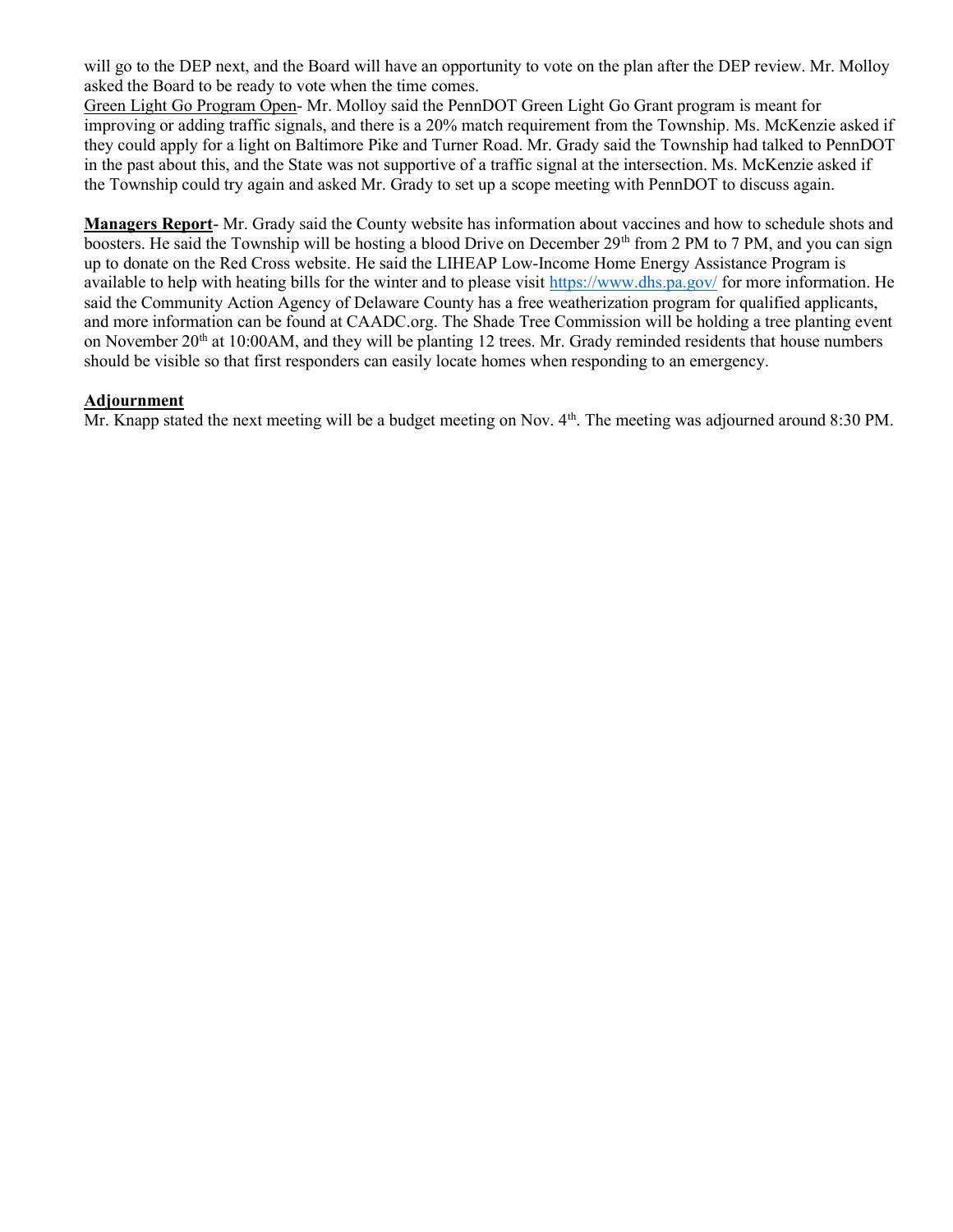will go to the DEP next, and the Board will have an opportunity to vote on the plan after the DEP review. Mr. Molloy asked the Board to be ready to vote when the time comes.

Green Light Go Program Open- Mr. Molloy said the PennDOT Green Light Go Grant program is meant for improving or adding traffic signals, and there is a 20% match requirement from the Township. Ms. McKenzie asked if they could apply for a light on Baltimore Pike and Turner Road. Mr. Grady said the Township had talked to PennDOT in the past about this, and the State was not supportive of a traffic signal at the intersection. Ms. McKenzie asked if the Township could try again and asked Mr. Grady to set up a scope meeting with PennDOT to discuss again.

**Managers Report**- Mr. Grady said the County website has information about vaccines and how to schedule shots and boosters. He said the Township will be hosting a blood Drive on December 29th from 2 PM to 7 PM, and you can sign up to donate on the Red Cross website. He said the LIHEAP Low-Income Home Energy Assistance Program is available to help with heating bills for the winter and to please visit https://www.dhs.pa.gov/ for more information. He said the Community Action Agency of Delaware County has a free weatherization program for qualified applicants, and more information can be found at CAADC.org. The Shade Tree Commission will be holding a tree planting event on November 20th at 10:00AM, and they will be planting 12 trees. Mr. Grady reminded residents that house numbers should be visible so that first responders can easily locate homes when responding to an emergency.

**Adjournment**

Mr. Knapp stated the next meeting will be a budget meeting on Nov. 4th. The meeting was adjourned around 8:30 PM.